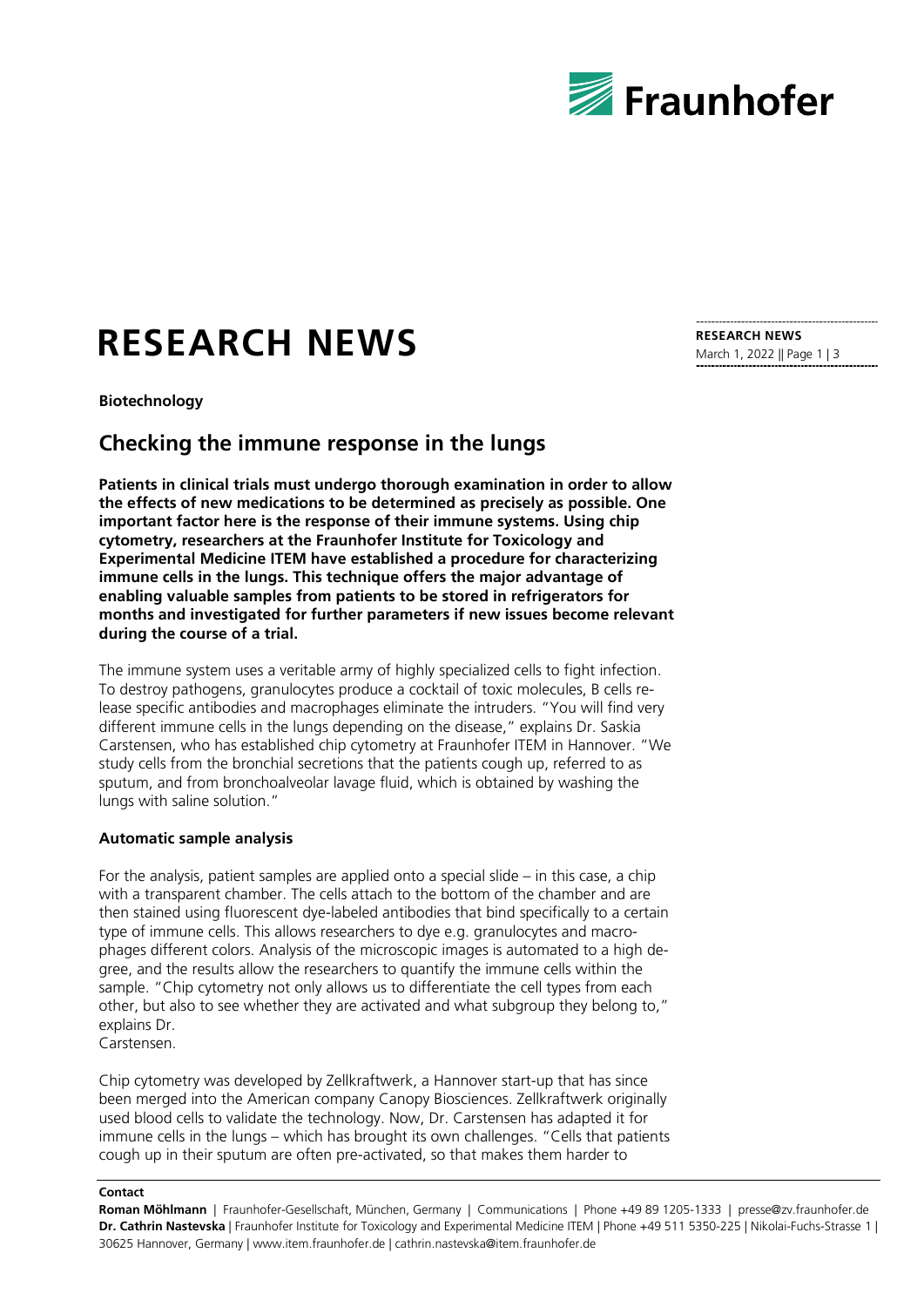# RESEARCH NEWS

**Biotechnology**

## Checking the immune response in the lungs

**Patients in clinical trials must undergo thorough examination in order to allow the effects of new medications to be determined as precisely as possible. One important factor here is the response of their immune systems. Using chip cytometry, researchers at the Fraunhofer Institute for Toxicology and Experimental Medicine ITEM have established a procedure for characterizing immune cells in the lungs. This technique offers the major advantage of enabling valuable samples from patients to be stored in refrigerators for months and investigated for further parameters if new issues become relevant during the course of a trial.**

The immune system uses a veritable army of highly specialized cells to fight infection. To destroy pathogens, granulocytes produce a cocktail of toxic molecules, B cells release specific antibodies and macrophages eliminate the intruders. "You will find very different immune cells in the lungs depending on the disease," explains Dr. Saskia Carstensen, who has established chip cytometry at Fraunhofer ITEM in Hannover. "We study cells from the bronchial secretions that the patients cough up, referred to as sputum, and from bronchoalveolar lavage fluid, which is obtained by washing the lungs with saline solution."

### Automatic sample analysis

For the analysis, patient samples are applied onto a special slide – in this case, a chip with a transparent chamber. The cells attach to the bottom of the chamber and are then stained using fluorescent dye-labeled antibodies that bind specifically to a certain type of immune cells. This allows researchers to dye e.g. granulocytes and macrophages different colors. Analysis of the microscopic images is automated to a high degree, and the results allow the researchers to quantify the immune cells within the sample. "Chip cytometry not only allows us to differentiate the cell types from each other, but also to see whether they are activated and what subgroup they belong to," explains Dr. Carstensen.

Chip cytometry was developed by Zellkraftwerk, a Hannover start-up that has since been merged into the American company Canopy Biosciences. Zellkraftwerk originally used blood cells to validate the technology. Now, Dr. Carstensen has adapted it for immune cells in the lungs – which has brought its own challenges. "Cells that patients cough up in their sputum are often pre-activated, so that makes them harder to

**Contact**

**Roman Möhlmann** | Fraunhofer-Gesellschaft, München, Germany | Communications | Phone +49 89 1205-1333 | presse@zv.fraunhofer.de
**Dr. Cathrin Nastevska** | Fraunhofer Institute for Toxicology and Experimental Medicine ITEM | Phone +49 511 5350-225 | Nikolai-Fuchs-Strasse 1 | 30625 Hannover, Germany | www.item.fraunhofer.de | cathrin.nastevska@item.fraunhofer.de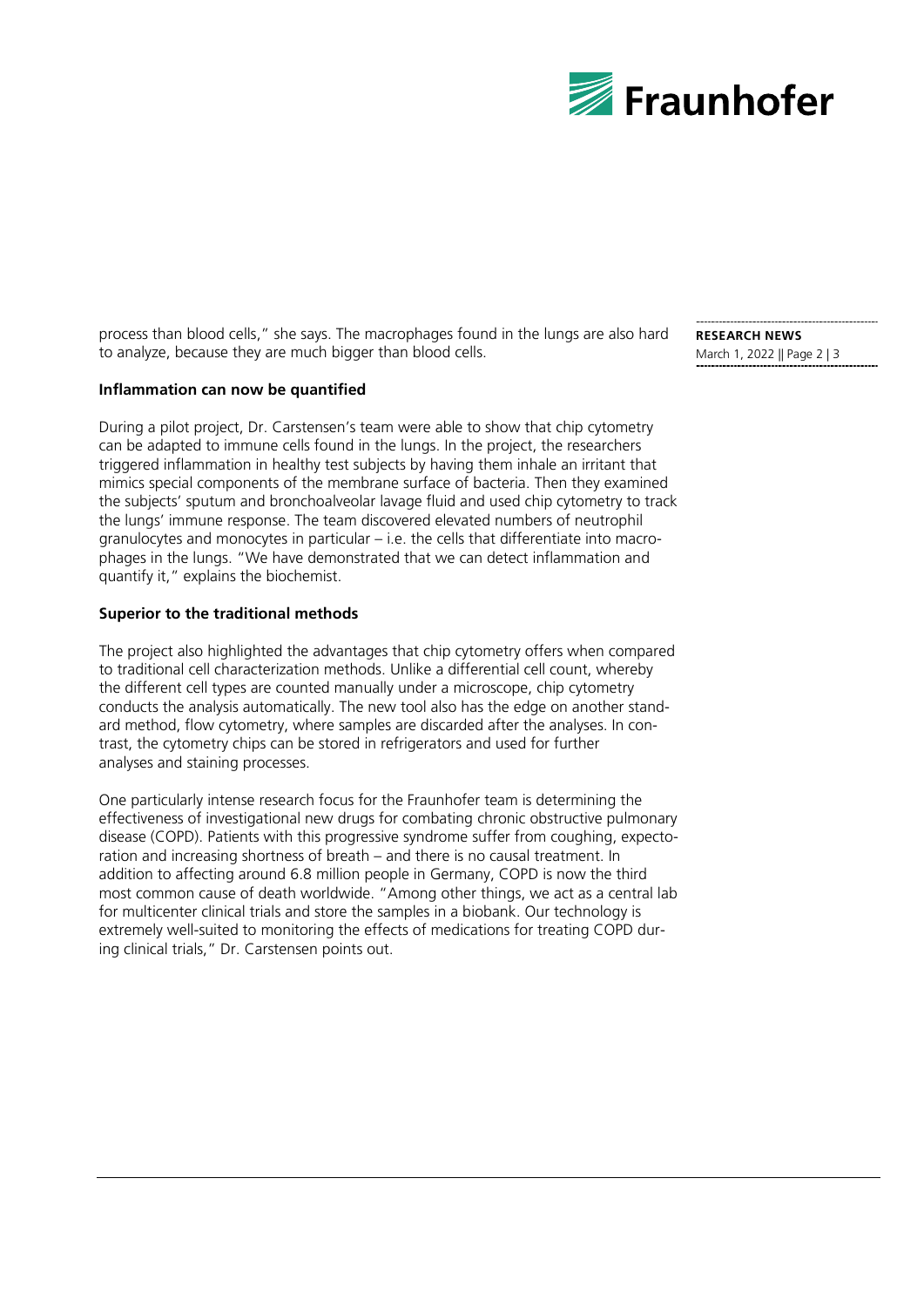process than blood cells," she says. The macrophages found in the lungs are also hard to analyze, because they are much bigger than blood cells.

**Inflammation can now be quantified**

During a pilot project, Dr. Carstensen's team were able to show that chip cytometry can be adapted to immune cells found in the lungs. In the project, the researchers triggered inflammation in healthy test subjects by having them inhale an irritant that mimics special components of the membrane surface of bacteria. Then they examined the subjects' sputum and bronchoalveolar lavage fluid and used chip cytometry to track the lungs' immune response. The team discovered elevated numbers of neutrophil granulocytes and monocytes in particular – i.e. the cells that differentiate into macrophages in the lungs. "We have demonstrated that we can detect inflammation and quantify it," explains the biochemist.

**Superior to the traditional methods**

The project also highlighted the advantages that chip cytometry offers when compared to traditional cell characterization methods. Unlike a differential cell count, whereby the different cell types are counted manually under a microscope, chip cytometry conducts the analysis automatically. The new tool also has the edge on another standard method, flow cytometry, where samples are discarded after the analyses. In contrast, the cytometry chips can be stored in refrigerators and used for further analyses and staining processes.

One particularly intense research focus for the Fraunhofer team is determining the effectiveness of investigational new drugs for combating chronic obstructive pulmonary disease (COPD). Patients with this progressive syndrome suffer from coughing, expectoration and increasing shortness of breath – and there is no causal treatment. In addition to affecting around 6.8 million people in Germany, COPD is now the third most common cause of death worldwide. "Among other things, we act as a central lab for multicenter clinical trials and store the samples in a biobank. Our technology is extremely well-suited to monitoring the effects of medications for treating COPD during clinical trials," Dr. Carstensen points out.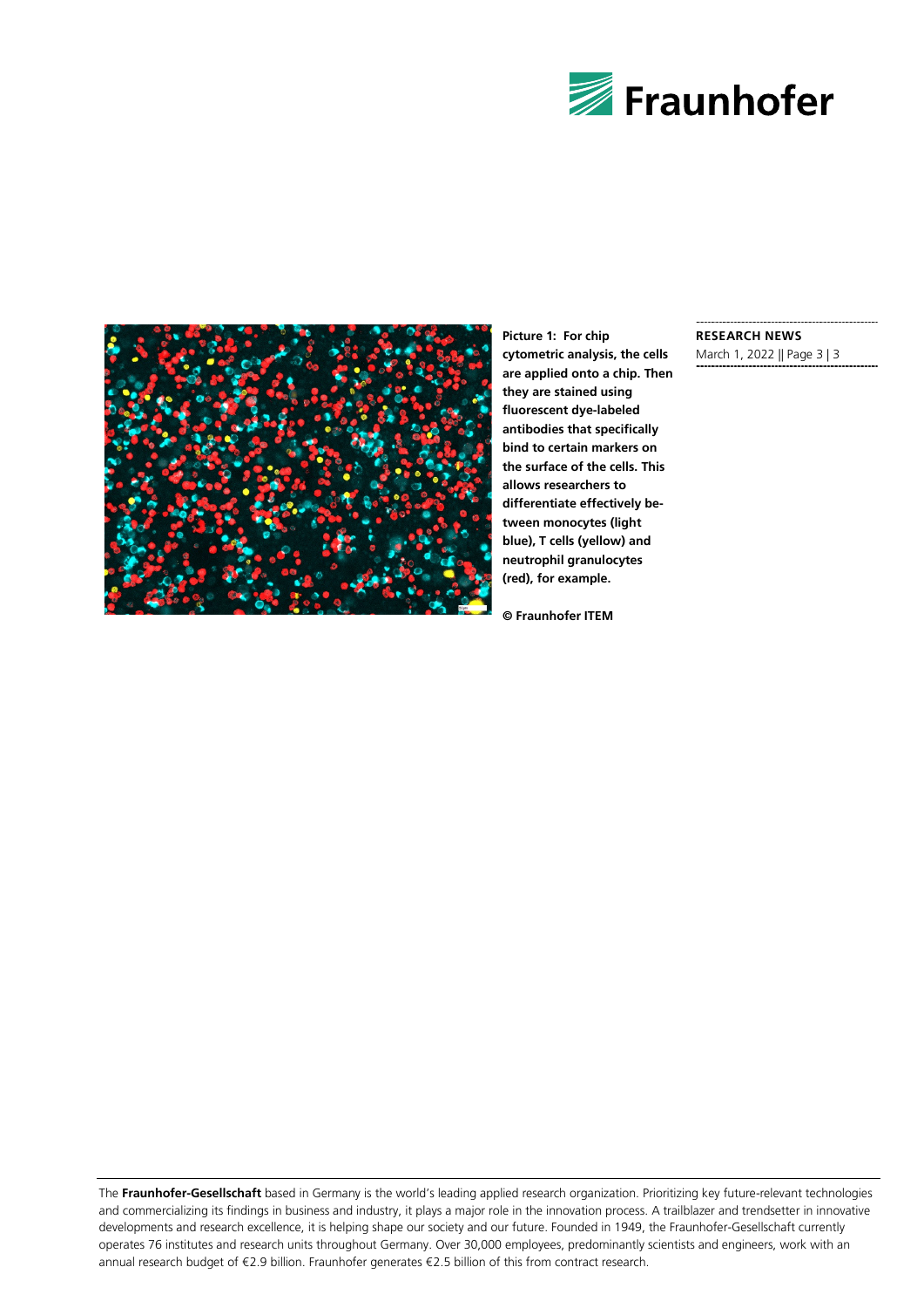**Picture 1: For chip cytometric analysis, the cells are applied onto a chip. Then they are stained using fluorescent dye-labeled antibodies that specifically bind to certain markers on the surface of the cells. This allows researchers to differentiate effectively between monocytes (light blue), T cells (yellow) and neutrophil granulocytes (red), for example.**

**© Fraunhofer ITEM**

The **Fraunhofer-Gesellschaft** based in Germany is the world's leading applied research organization. Prioritizing key future-relevant technologies and commercializing its findings in business and industry, it plays a major role in the innovation process. A trailblazer and trendsetter in innovative developments and research excellence, it is helping shape our society and our future. Founded in 1949, the Fraunhofer-Gesellschaft currently operates 76 institutes and research units throughout Germany. Over 30,000 employees, predominantly scientists and engineers, work with an annual research budget of €2.9 billion. Fraunhofer generates €2.5 billion of this from contract research.